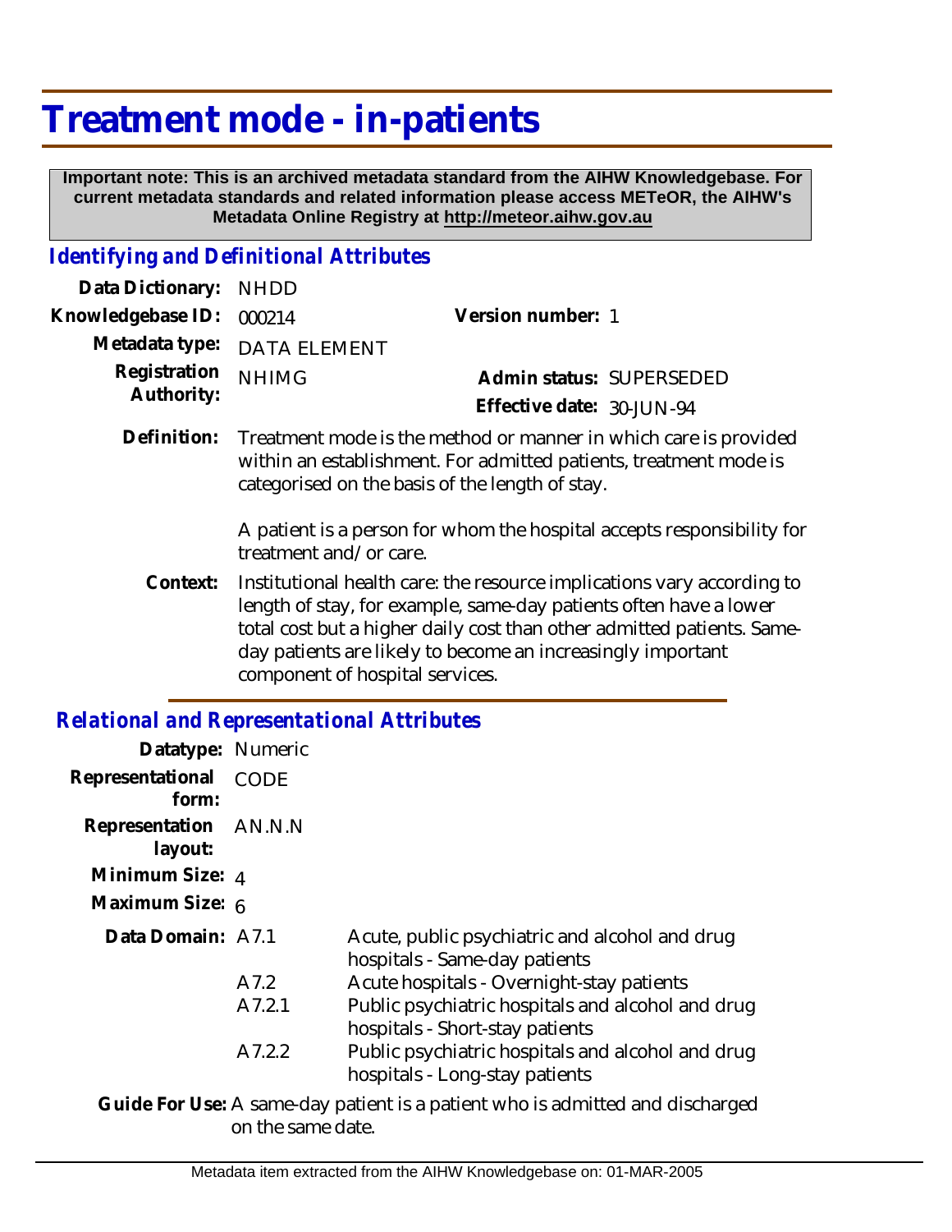# Treatment mode - in-patients

**Important note: This is an archived metadata standard from the AIHW Knowledgebase. For current metadata standards and related information please access METeOR, the AIHW's Metadata Online Registry at http://meteor.aihw.gov.au**

## *Identifying and Definitional Attributes*

**Data Dictionary:** NHDD

**Knowledgebase ID:** 000214 **Version number:** 1

**Metadata type:** DATA ELEMENT

**Registration Authority:** NHIMG **Admin status:** SUPERSEDED

**Effective date:** 30-JUN-94

**Definition:** Treatment mode is the method or manner in which care is provided within an establishment. For admitted patients, treatment mode is categorised on the basis of the length of stay.

A patient is a person for whom the hospital accepts responsibility for treatment and/or care.

**Context:** Institutional health care: the resource implications vary according to length of stay, for example, same-day patients often have a lower total cost but a higher daily cost than other admitted patients. Same-day patients are likely to become an increasingly important component of hospital services.

## *Relational and Representational Attributes*

**Datatype:** Numeric

**Representational form:** CODE

**Representation layout:** AN.N.N

**Minimum Size:** 4

**Maximum Size:** 6

**Data Domain:**

| Code | Description |
|---|---|
| A7.1 | Acute, public psychiatric and alcohol and drug hospitals - Same-day patients |
| A7.2 | Acute hospitals - Overnight-stay patients |
| A7.2.1 | Public psychiatric hospitals and alcohol and drug hospitals - Short-stay patients |
| A7.2.2 | Public psychiatric hospitals and alcohol and drug hospitals - Long-stay patients |

**Guide For Use:** A same-day patient is a patient who is admitted and discharged on the same date.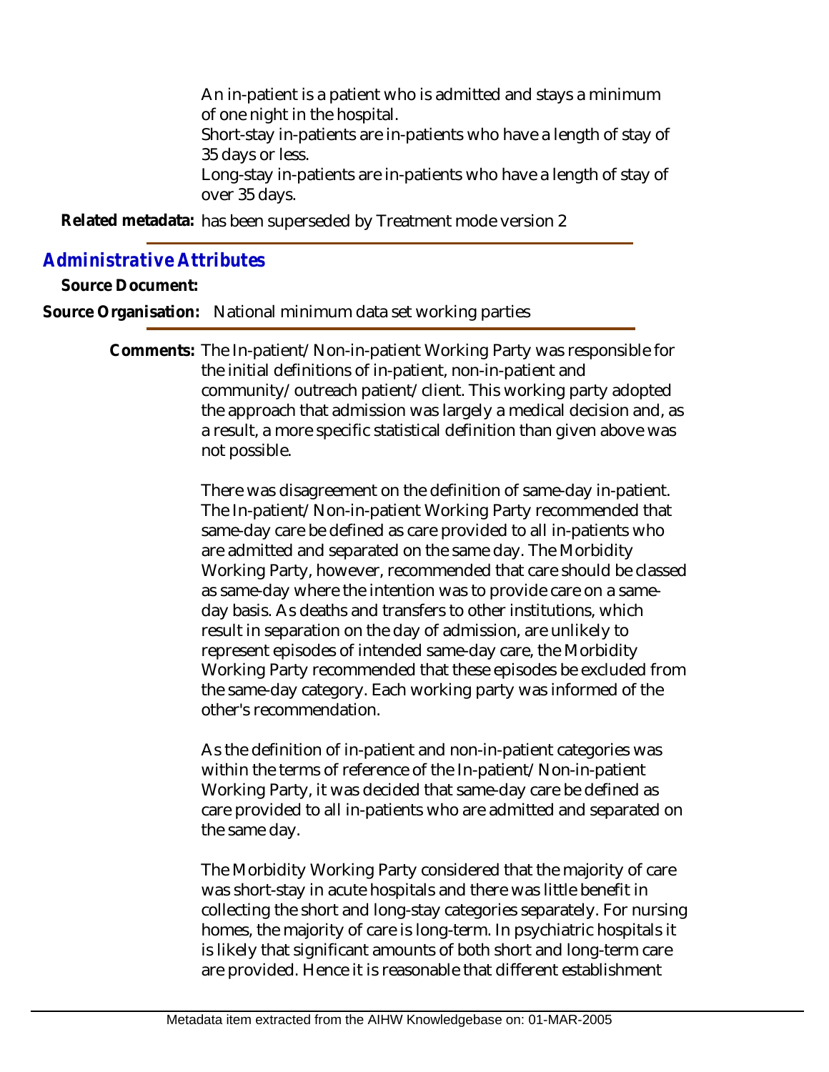An in-patient is a patient who is admitted and stays a minimum of one night in the hospital.
Short-stay in-patients are in-patients who have a length of stay of 35 days or less.
Long-stay in-patients are in-patients who have a length of stay of over 35 days.

**Related metadata:** has been superseded by Treatment mode version 2

## Administrative Attributes

**Source Document:**

**Source Organisation:** National minimum data set working parties

**Comments:** The In-patient/Non-in-patient Working Party was responsible for the initial definitions of in-patient, non-in-patient and community/outreach patient/client. This working party adopted the approach that admission was largely a medical decision and, as a result, a more specific statistical definition than given above was not possible.

There was disagreement on the definition of same-day in-patient. The In-patient/Non-in-patient Working Party recommended that same-day care be defined as care provided to all in-patients who are admitted and separated on the same day. The Morbidity Working Party, however, recommended that care should be classed as same-day where the intention was to provide care on a same-day basis. As deaths and transfers to other institutions, which result in separation on the day of admission, are unlikely to represent episodes of intended same-day care, the Morbidity Working Party recommended that these episodes be excluded from the same-day category. Each working party was informed of the other's recommendation.

As the definition of in-patient and non-in-patient categories was within the terms of reference of the In-patient/Non-in-patient Working Party, it was decided that same-day care be defined as care provided to all in-patients who are admitted and separated on the same day.

The Morbidity Working Party considered that the majority of care was short-stay in acute hospitals and there was little benefit in collecting the short and long-stay categories separately. For nursing homes, the majority of care is long-term. In psychiatric hospitals it is likely that significant amounts of both short and long-term care are provided. Hence it is reasonable that different establishment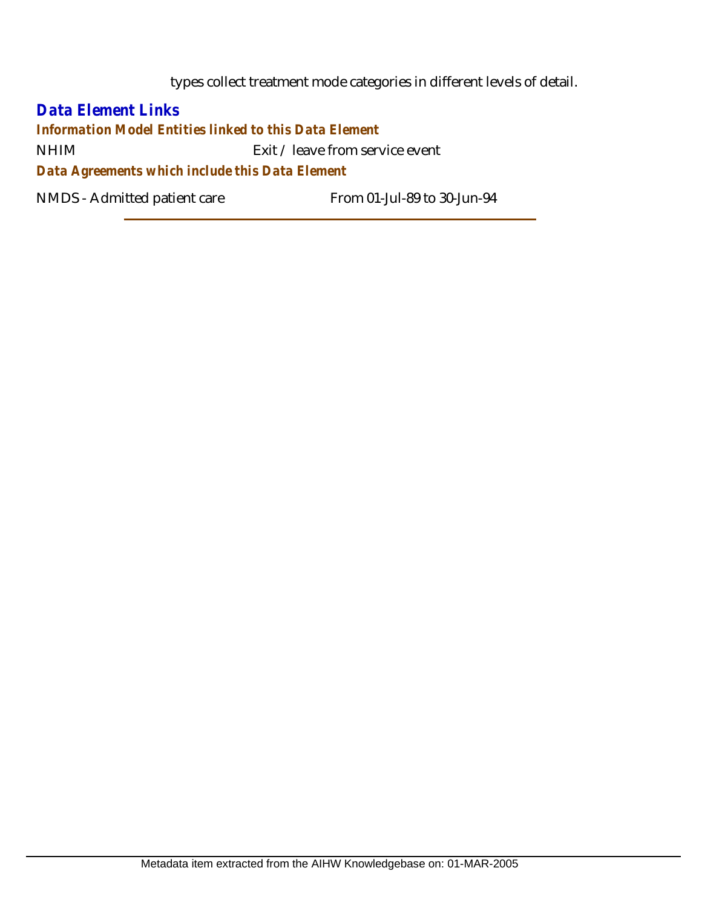types collect treatment mode categories in different levels of detail.

## Data Element Links

### *Information Model Entities linked to this Data Element*

| | |
|---|---|
| NHIM | Exit / leave from service event |

### *Data Agreements which include this Data Element*

| | |
|---|---|
| NMDS - Admitted patient care | From 01-Jul-89 to 30-Jun-94 |

Metadata item extracted from the AIHW Knowledgebase on: 01-MAR-2005